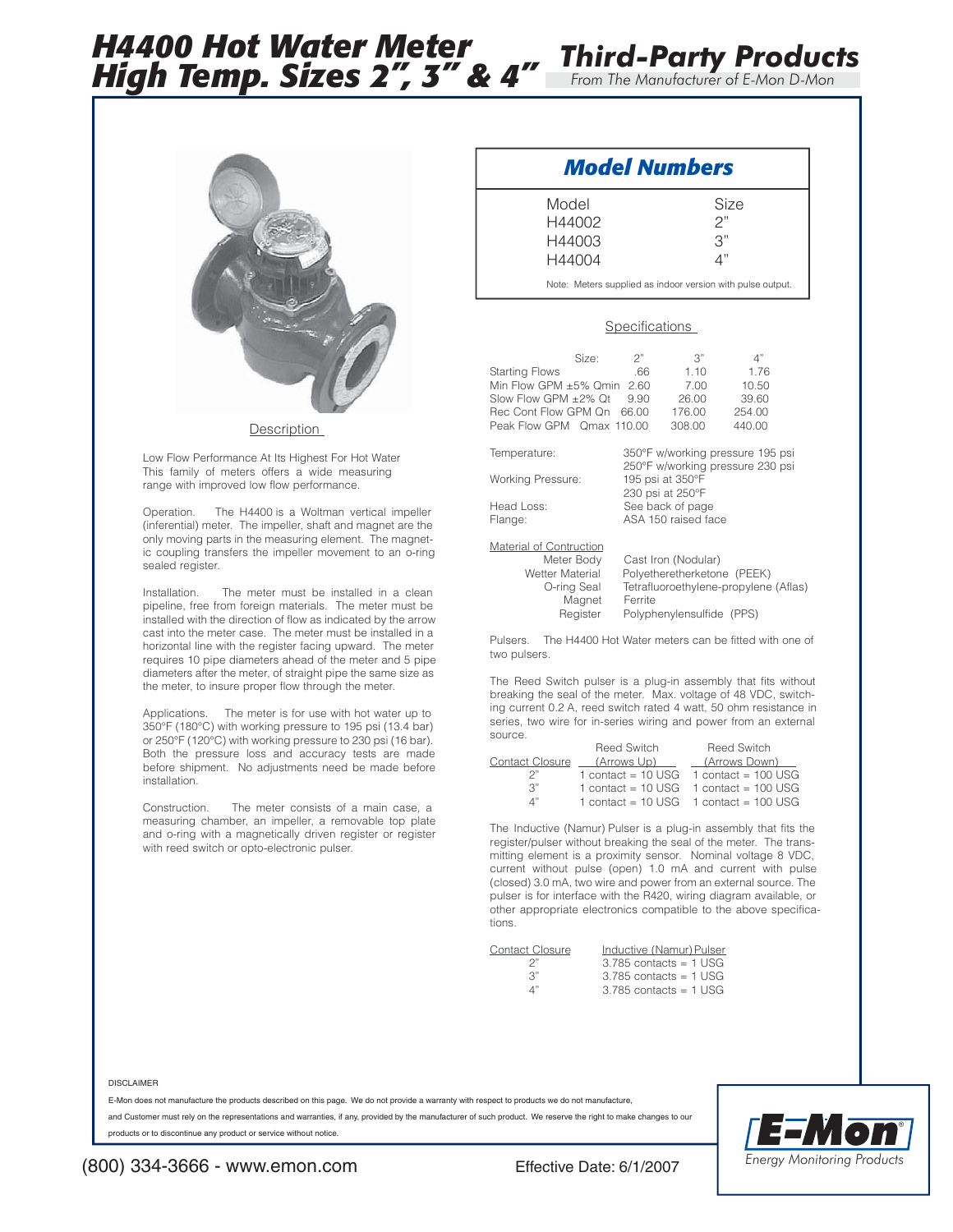# H4400 Hot Water Meter High Temp. Sizes 2", 3" & 4"

## Third-Party Products

*From The Manufacturer of E-Mon D-Mon*

## Model Numbers

| Model | Size |
|---|---|
| H44002 | 2" |
| H44003 | 3" |
| H44004 | 4" |

Note: Meters supplied as indoor version with pulse output.

### Description

Low Flow Performance At Its Highest For Hot Water
This family of meters offers a wide measuring range with improved low flow performance.

Operation. The H4400 is a Woltman vertical impeller (inferential) meter. The impeller, shaft and magnet are the only moving parts in the measuring element. The magnetic coupling transfers the impeller movement to an o-ring sealed register.

Installation. The meter must be installed in a clean pipeline, free from foreign materials. The meter must be installed with the direction of flow as indicated by the arrow cast into the meter case. The meter must be installed in a horizontal line with the register facing upward. The meter requires 10 pipe diameters ahead of the meter and 5 pipe diameters after the meter, of straight pipe the same size as the meter, to insure proper flow through the meter.

Applications. The meter is for use with hot water up to 350°F (180°C) with working pressure to 195 psi (13.4 bar) or 250°F (120°C) with working pressure to 230 psi (16 bar). Both the pressure loss and accuracy tests are made before shipment. No adjustments need be made before installation.

Construction. The meter consists of a main case, a measuring chamber, an impeller, a removable top plate and o-ring with a magnetically driven register or register with reed switch or opto-electronic pulser.

### Specifications

| Size: | 2" | 3" | 4" |
|---|---|---|---|
| Starting Flows | .66 | 1.10 | 1.76 |
| Min Flow GPM ±5% Qmin | 2.60 | 7.00 | 10.50 |
| Slow Flow GPM ±2% Qt | 9.90 | 26.00 | 39.60 |
| Rec Cont Flow GPM Qn | 66.00 | 176.00 | 254.00 |
| Peak Flow GPM Qmax | 110.00 | 308.00 | 440.00 |

Temperature: 350°F w/working pressure 195 psi; 250°F w/working pressure 230 psi
Working Pressure: 195 psi at 350°F; 230 psi at 250°F
Head Loss: See back of page
Flange: ASA 150 raised face

Material of Contruction

| | |
|---|---|
| Meter Body | Cast Iron (Nodular) |
| Wetter Material | Polyetheretherketone (PEEK) |
| O-ring Seal | Tetrafluoroethylene-propylene (Aflas) |
| Magnet | Ferrite |
| Register | Polyphenylensulfide (PPS) |

Pulsers. The H4400 Hot Water meters can be fitted with one of two pulsers.

The Reed Switch pulser is a plug-in assembly that fits without breaking the seal of the meter. Max. voltage of 48 VDC, switching current 0.2 A, reed switch rated 4 watt, 50 ohm resistance in series, two wire for in-series wiring and power from an external source.

| Contact Closure | Reed Switch (Arrows Up) | Reed Switch (Arrows Down) |
|---|---|---|
| 2" | 1 contact = 10 USG | 1 contact = 100 USG |
| 3" | 1 contact = 10 USG | 1 contact = 100 USG |
| 4" | 1 contact = 10 USG | 1 contact = 100 USG |

The Inductive (Namur) Pulser is a plug-in assembly that fits the register/pulser without breaking the seal of the meter. The transmitting element is a proximity sensor. Nominal voltage 8 VDC, current without pulse (open) 1.0 mA and current with pulse (closed) 3.0 mA, two wire and power from an external source. The pulser is for interface with the R420, wiring diagram available, or other appropriate electronics compatible to the above specifications.

| Contact Closure | Inductive (Namur) Pulser |
|---|---|
| 2" | 3.785 contacts = 1 USG |
| 3" | 3.785 contacts = 1 USG |
| 4" | 3.785 contacts = 1 USG |

DISCLAIMER

E-Mon does not manufacture the products described on this page. We do not provide a warranty with respect to products we do not manufacture, and Customer must rely on the representations and warranties, if any, provided by the manufacturer of such product. We reserve the right to make changes to our products or to discontinue any product or service without notice.

(800) 334-3666 - www.emon.com

Effective Date: 6/1/2007

E-Mon® Energy Monitoring Products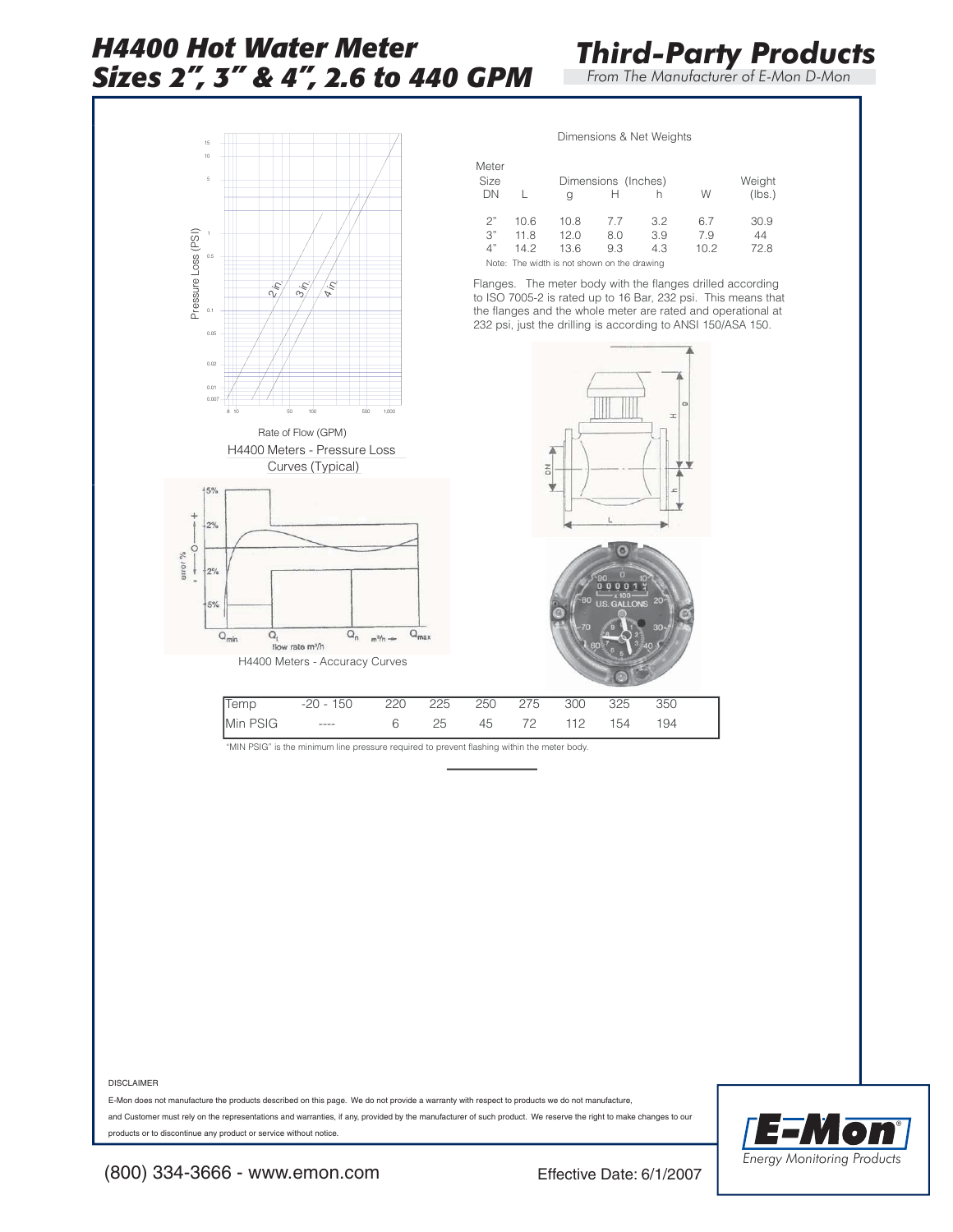# H4400 Hot Water Meter Sizes 2", 3" & 4", 2.6 to 440 GPM

## Third-Party Products

*From The Manufacturer of E-Mon D-Mon*

15
10
5
1
0.5
0.1
0.05
0.02
0.01
0.007

Pressure Loss (PSI)

2 in.
3 in.
4 in.

8 10 50 100 500 1,000

Rate of Flow (GPM)

H4400 Meters - Pressure Loss Curves (Typical)

Dimensions & Net Weights

| Meter Size DN | L | Dimensions (Inches) g | H | h | W | Weight (lbs.) |
|---|---|---|---|---|---|---|
| 2" | 10.6 | 10.8 | 7.7 | 3.2 | 6.7 | 30.9 |
| 3" | 11.8 | 12.0 | 8.0 | 3.9 | 7.9 | 44 |
| 4" | 14.2 | 13.6 | 9.3 | 4.3 | 10.2 | 72.8 |

Note: The width is not shown on the drawing

Flanges. The meter body with the flanges drilled according to ISO 7005-2 is rated up to 16 Bar, 232 psi. This means that the flanges and the whole meter are rated and operational at 232 psi, just the drilling is according to ANSI 150/ASA 150.

+5%
+2%
0
-2%
-5%
error %

$Q_{min}$ $Q_t$ $Q_n$ $m^3/h$ $Q_{max}$

flow rate $m^3/h$

H4400 Meters - Accuracy Curves

| | | | | | | | | |
|---|---|---|---|---|---|---|---|---|
| Temp | -20 - 150 | 220 | 225 | 250 | 275 | 300 | 325 | 350 |
| Min PSIG | ---- | 6 | 25 | 45 | 72 | 112 | 154 | 194 |

"MIN PSIG" is the minimum line pressure required to prevent flashing within the meter body.

DISCLAIMER

E-Mon does not manufacture the products described on this page. We do not provide a warranty with respect to products we do not manufacture, and Customer must rely on the representations and warranties, if any, provided by the manufacturer of such product. We reserve the right to make changes to our products or to discontinue any product or service without notice.

(800) 334-3666 - www.emon.com

Effective Date: 6/1/2007

E-Mon® Energy Monitoring Products